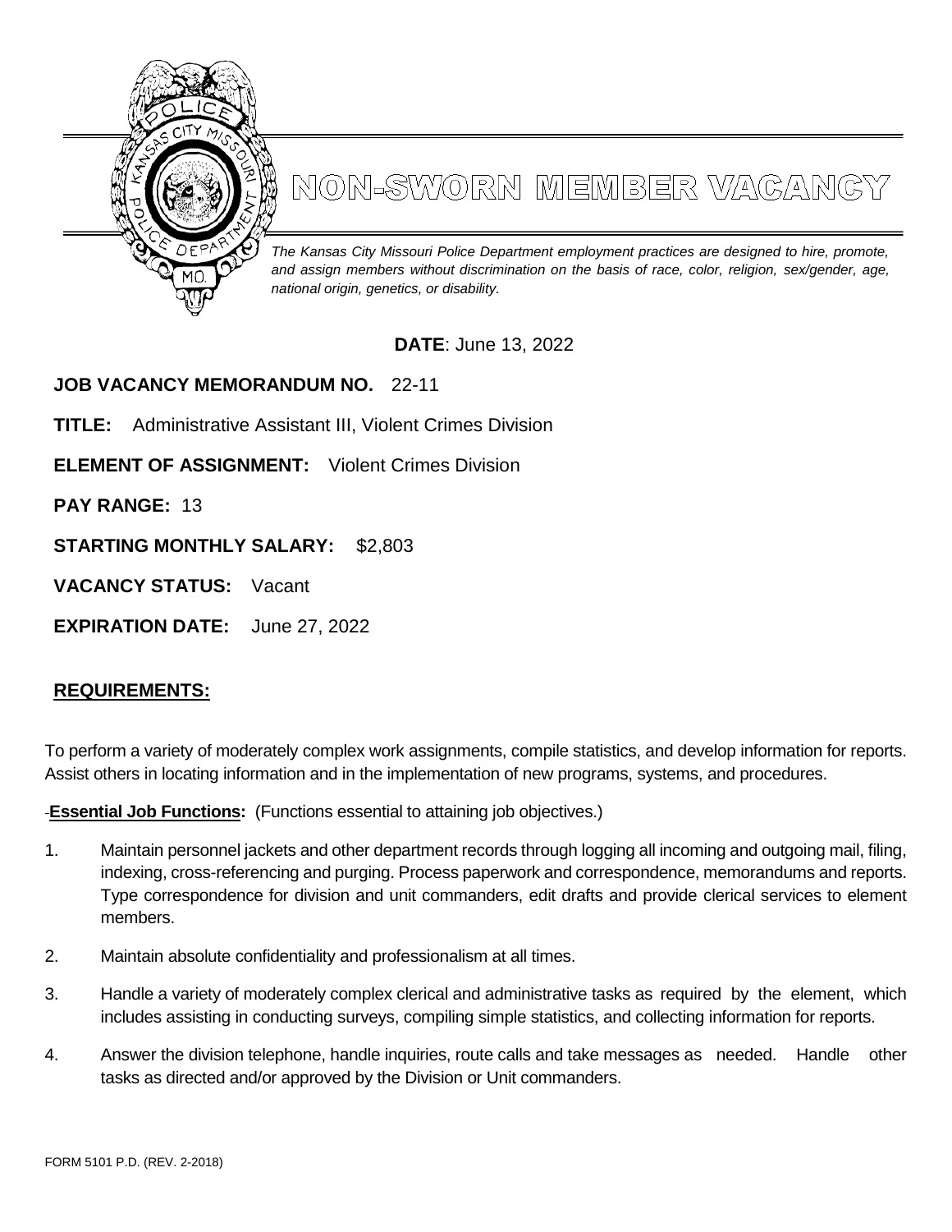# NON-SWORN MEMBER VACANCY

*The Kansas City Missouri Police Department employment practices are designed to hire, promote, and assign members without discrimination on the basis of race, color, religion, sex/gender, age, national origin, genetics, or disability.*

**DATE**: June 13, 2022

**JOB VACANCY MEMORANDUM NO.** 22-11

**TITLE:** Administrative Assistant III, Violent Crimes Division

**ELEMENT OF ASSIGNMENT:** Violent Crimes Division

**PAY RANGE:** 13

**STARTING MONTHLY SALARY:** $2,803

**VACANCY STATUS:** Vacant

**EXPIRATION DATE:** June 27, 2022

## REQUIREMENTS:

To perform a variety of moderately complex work assignments, compile statistics, and develop information for reports. Assist others in locating information and in the implementation of new programs, systems, and procedures.

**Essential Job Functions:** (Functions essential to attaining job objectives.)

1. Maintain personnel jackets and other department records through logging all incoming and outgoing mail, filing, indexing, cross-referencing and purging. Process paperwork and correspondence, memorandums and reports. Type correspondence for division and unit commanders, edit drafts and provide clerical services to element members.
2. Maintain absolute confidentiality and professionalism at all times.
3. Handle a variety of moderately complex clerical and administrative tasks as required by the element, which includes assisting in conducting surveys, compiling simple statistics, and collecting information for reports.
4. Answer the division telephone, handle inquiries, route calls and take messages as needed. Handle other tasks as directed and/or approved by the Division or Unit commanders.

FORM 5101 P.D. (REV. 2-2018)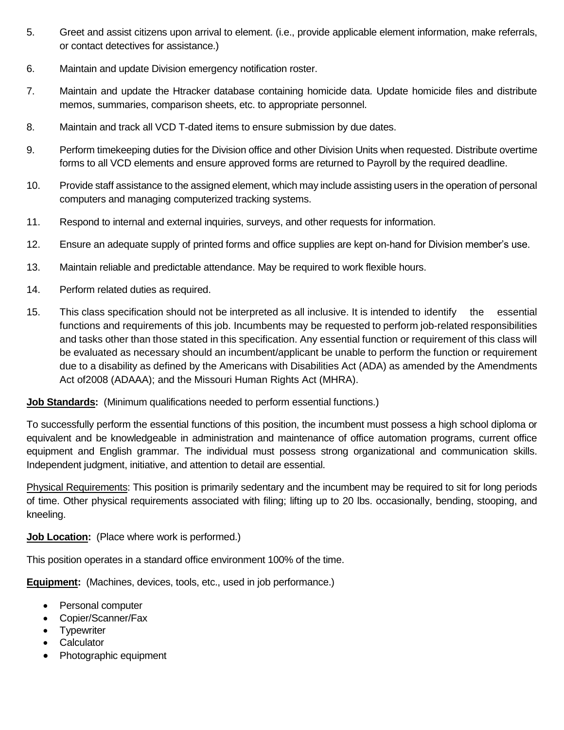5. Greet and assist citizens upon arrival to element. (i.e., provide applicable element information, make referrals, or contact detectives for assistance.)

6. Maintain and update Division emergency notification roster.

7. Maintain and update the Htracker database containing homicide data. Update homicide files and distribute memos, summaries, comparison sheets, etc. to appropriate personnel.

8. Maintain and track all VCD T-dated items to ensure submission by due dates.

9. Perform timekeeping duties for the Division office and other Division Units when requested. Distribute overtime forms to all VCD elements and ensure approved forms are returned to Payroll by the required deadline.

10. Provide staff assistance to the assigned element, which may include assisting users in the operation of personal computers and managing computerized tracking systems.

11. Respond to internal and external inquiries, surveys, and other requests for information.

12. Ensure an adequate supply of printed forms and office supplies are kept on-hand for Division member's use.

13. Maintain reliable and predictable attendance. May be required to work flexible hours.

14. Perform related duties as required.

15. This class specification should not be interpreted as all inclusive. It is intended to identify the essential functions and requirements of this job. Incumbents may be requested to perform job-related responsibilities and tasks other than those stated in this specification. Any essential function or requirement of this class will be evaluated as necessary should an incumbent/applicant be unable to perform the function or requirement due to a disability as defined by the Americans with Disabilities Act (ADA) as amended by the Amendments Act of2008 (ADAAA); and the Missouri Human Rights Act (MHRA).

**Job Standards:** (Minimum qualifications needed to perform essential functions.)

To successfully perform the essential functions of this position, the incumbent must possess a high school diploma or equivalent and be knowledgeable in administration and maintenance of office automation programs, current office equipment and English grammar. The individual must possess strong organizational and communication skills. Independent judgment, initiative, and attention to detail are essential.

Physical Requirements: This position is primarily sedentary and the incumbent may be required to sit for long periods of time. Other physical requirements associated with filing; lifting up to 20 lbs. occasionally, bending, stooping, and kneeling.

**Job Location:** (Place where work is performed.)

This position operates in a standard office environment 100% of the time.

**Equipment:** (Machines, devices, tools, etc., used in job performance.)

- Personal computer
- Copier/Scanner/Fax
- Typewriter
- Calculator
- Photographic equipment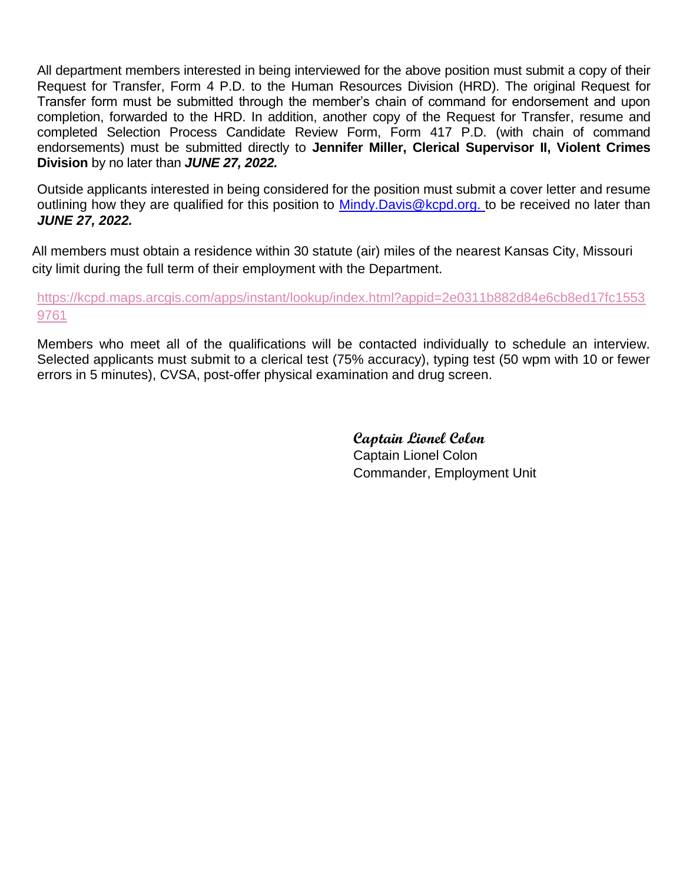All department members interested in being interviewed for the above position must submit a copy of their Request for Transfer, Form 4 P.D. to the Human Resources Division (HRD). The original Request for Transfer form must be submitted through the member's chain of command for endorsement and upon completion, forwarded to the HRD. In addition, another copy of the Request for Transfer, resume and completed Selection Process Candidate Review Form, Form 417 P.D. (with chain of command endorsements) must be submitted directly to **Jennifer Miller, Clerical Supervisor II, Violent Crimes Division** by no later than ***JUNE 27, 2022.***

Outside applicants interested in being considered for the position must submit a cover letter and resume outlining how they are qualified for this position to [Mindy.Davis@kcpd.org.](mailto:Mindy.Davis@kcpd.org) to be received no later than ***JUNE 27, 2022.***

All members must obtain a residence within 30 statute (air) miles of the nearest Kansas City, Missouri city limit during the full term of their employment with the Department.

https://kcpd.maps.arcgis.com/apps/instant/lookup/index.html?appid=2e0311b882d84e6cb8ed17fc15539761

Members who meet all of the qualifications will be contacted individually to schedule an interview. Selected applicants must submit to a clerical test (75% accuracy), typing test (50 wpm with 10 or fewer errors in 5 minutes), CVSA, post-offer physical examination and drug screen.

*Captain Lionel Colon*
Captain Lionel Colon
Commander, Employment Unit